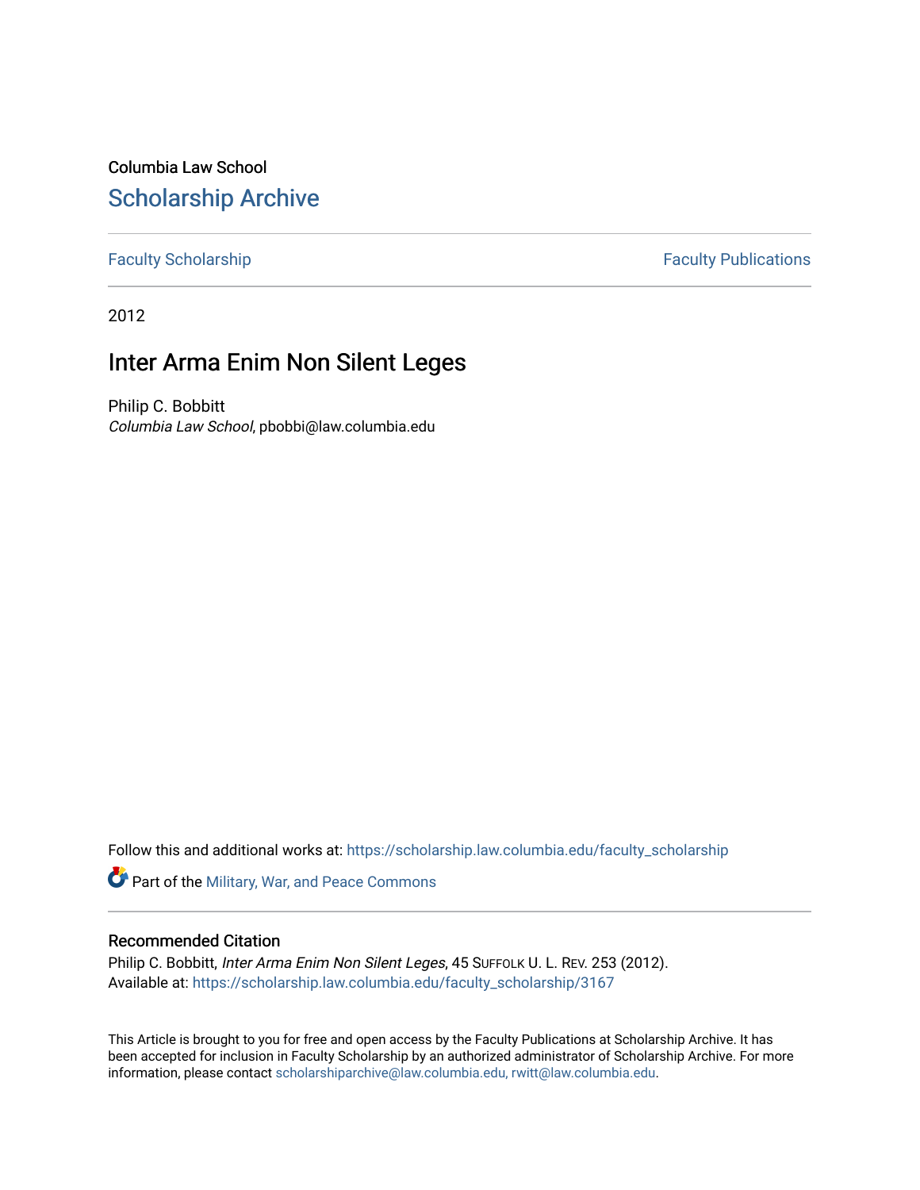Columbia Law School

# Scholarship Archive

Faculty Scholarship | Faculty Publications

2012

## Inter Arma Enim Non Silent Leges

Philip C. Bobbitt
*Columbia Law School*, pbobbi@law.columbia.edu

Follow this and additional works at: https://scholarship.law.columbia.edu/faculty_scholarship

Part of the Military, War, and Peace Commons

### Recommended Citation

Philip C. Bobbitt, *Inter Arma Enim Non Silent Leges*, 45 SUFFOLK U. L. REV. 253 (2012).
Available at: https://scholarship.law.columbia.edu/faculty_scholarship/3167

This Article is brought to you for free and open access by the Faculty Publications at Scholarship Archive. It has been accepted for inclusion in Faculty Scholarship by an authorized administrator of Scholarship Archive. For more information, please contact scholarshiparchive@law.columbia.edu, rwitt@law.columbia.edu.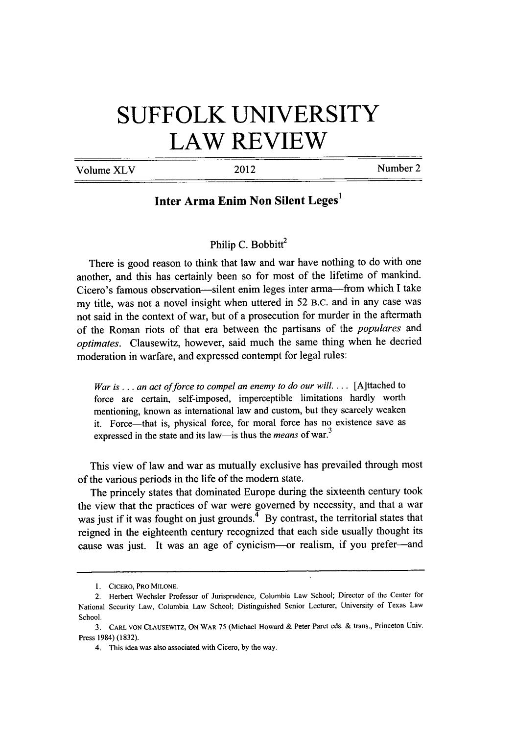# SUFFOLK UNIVERSITY LAW REVIEW

Volume XLV | 2012 | Number 2

## Inter Arma Enim Non Silent Leges[1]

Philip C. Bobbitt[2]

There is good reason to think that law and war have nothing to do with one another, and this has certainly been so for most of the lifetime of mankind. Cicero's famous observation—silent enim leges inter arma—from which I take my title, was not a novel insight when uttered in 52 B.C. and in any case was not said in the context of war, but of a prosecution for murder in the aftermath of the Roman riots of that era between the partisans of the *populares* and *optimates*. Clausewitz, however, said much the same thing when he decried moderation in warfare, and expressed contempt for legal rules:

> *War is . . . an act of force to compel an enemy to do our will. . . .* [A]ttached to force are certain, self-imposed, imperceptible limitations hardly worth mentioning, known as international law and custom, but they scarcely weaken it. Force—that is, physical force, for moral force has no existence save as expressed in the state and its law—is thus the *means* of war.[3]

This view of law and war as mutually exclusive has prevailed through most of the various periods in the life of the modern state.

The princely states that dominated Europe during the sixteenth century took the view that the practices of war were governed by necessity, and that a war was just if it was fought on just grounds.[4] By contrast, the territorial states that reigned in the eighteenth century recognized that each side usually thought its cause was just. It was an age of cynicism—or realism, if you prefer—and

---

1. CICERO, PRO MILONE.
2. Herbert Wechsler Professor of Jurisprudence, Columbia Law School; Director of the Center for National Security Law, Columbia Law School; Distinguished Senior Lecturer, University of Texas Law School.
3. CARL VON CLAUSEWITZ, ON WAR 75 (Michael Howard & Peter Paret eds. & trans., Princeton Univ. Press 1984) (1832).
4. This idea was also associated with Cicero, by the way.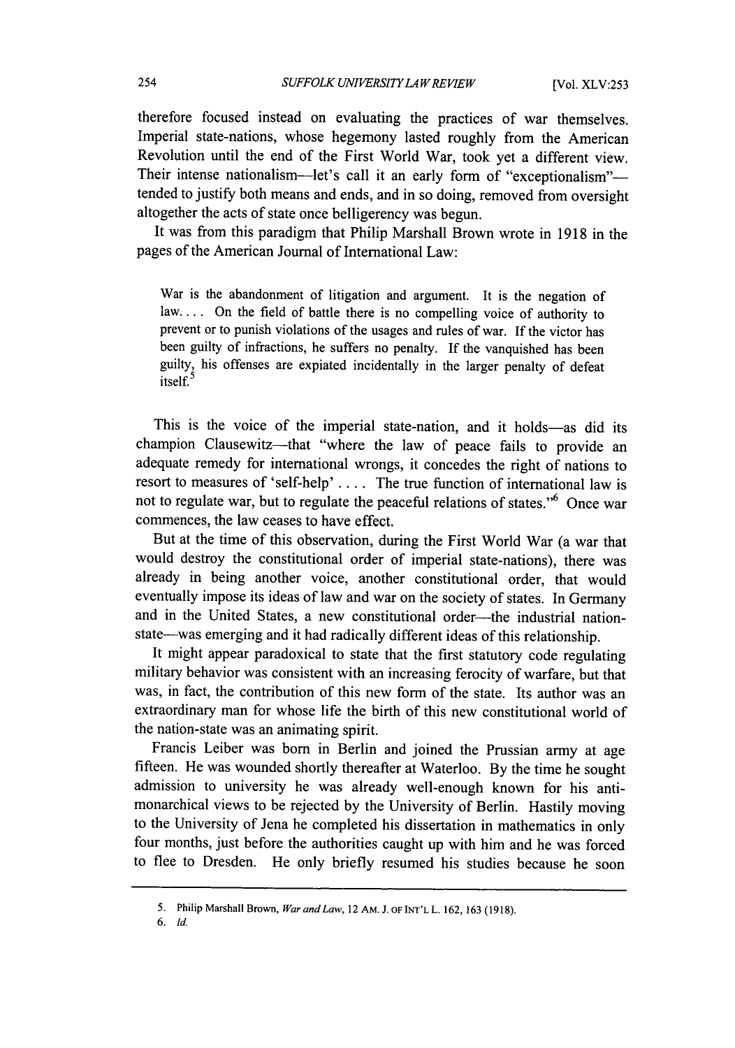therefore focused instead on evaluating the practices of war themselves. Imperial state-nations, whose hegemony lasted roughly from the American Revolution until the end of the First World War, took yet a different view. Their intense nationalism—let's call it an early form of "exceptionalism"—tended to justify both means and ends, and in so doing, removed from oversight altogether the acts of state once belligerency was begun.

It was from this paradigm that Philip Marshall Brown wrote in 1918 in the pages of the American Journal of International Law:

> War is the abandonment of litigation and argument. It is the negation of law. . . . On the field of battle there is no compelling voice of authority to prevent or to punish violations of the usages and rules of war. If the victor has been guilty of infractions, he suffers no penalty. If the vanquished has been guilty, his offenses are expiated incidentally in the larger penalty of defeat itself.[5]

This is the voice of the imperial state-nation, and it holds—as did its champion Clausewitz—that "where the law of peace fails to provide an adequate remedy for international wrongs, it concedes the right of nations to resort to measures of 'self-help' . . . . The true function of international law is not to regulate war, but to regulate the peaceful relations of states."[6] Once war commences, the law ceases to have effect.

But at the time of this observation, during the First World War (a war that would destroy the constitutional order of imperial state-nations), there was already in being another voice, another constitutional order, that would eventually impose its ideas of law and war on the society of states. In Germany and in the United States, a new constitutional order—the industrial nation-state—was emerging and it had radically different ideas of this relationship.

It might appear paradoxical to state that the first statutory code regulating military behavior was consistent with an increasing ferocity of warfare, but that was, in fact, the contribution of this new form of the state. Its author was an extraordinary man for whose life the birth of this new constitutional world of the nation-state was an animating spirit.

Francis Leiber was born in Berlin and joined the Prussian army at age fifteen. He was wounded shortly thereafter at Waterloo. By the time he sought admission to university he was already well-enough known for his anti-monarchical views to be rejected by the University of Berlin. Hastily moving to the University of Jena he completed his dissertation in mathematics in only four months, just before the authorities caught up with him and he was forced to flee to Dresden. He only briefly resumed his studies because he soon

---

5. Philip Marshall Brown, *War and Law*, 12 AM. J. OF INT'L L. 162, 163 (1918).

6. *Id.*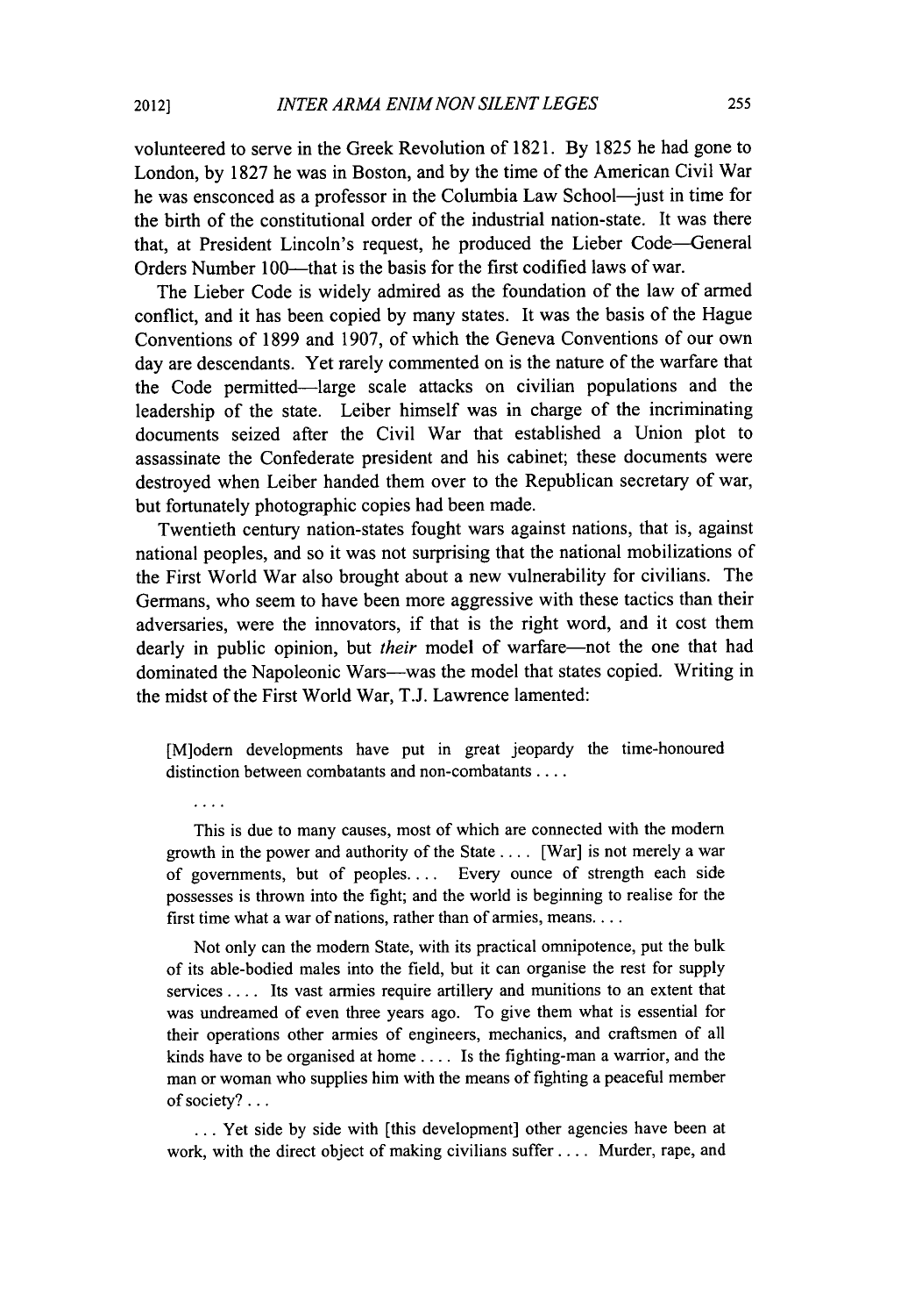volunteered to serve in the Greek Revolution of 1821. By 1825 he had gone to London, by 1827 he was in Boston, and by the time of the American Civil War he was ensconced as a professor in the Columbia Law School—just in time for the birth of the constitutional order of the industrial nation-state. It was there that, at President Lincoln's request, he produced the Lieber Code—General Orders Number 100—that is the basis for the first codified laws of war.

The Lieber Code is widely admired as the foundation of the law of armed conflict, and it has been copied by many states. It was the basis of the Hague Conventions of 1899 and 1907, of which the Geneva Conventions of our own day are descendants. Yet rarely commented on is the nature of the warfare that the Code permitted—large scale attacks on civilian populations and the leadership of the state. Leiber himself was in charge of the incriminating documents seized after the Civil War that established a Union plot to assassinate the Confederate president and his cabinet; these documents were destroyed when Leiber handed them over to the Republican secretary of war, but fortunately photographic copies had been made.

Twentieth century nation-states fought wars against nations, that is, against national peoples, and so it was not surprising that the national mobilizations of the First World War also brought about a new vulnerability for civilians. The Germans, who seem to have been more aggressive with these tactics than their adversaries, were the innovators, if that is the right word, and it cost them dearly in public opinion, but *their* model of warfare—not the one that had dominated the Napoleonic Wars—was the model that states copied. Writing in the midst of the First World War, T.J. Lawrence lamented:

> [M]odern developments have put in great jeopardy the time-honoured distinction between combatants and non-combatants . . . .
>
> . . . .
>
> This is due to many causes, most of which are connected with the modern growth in the power and authority of the State . . . . [War] is not merely a war of governments, but of peoples. . . . Every ounce of strength each side possesses is thrown into the fight; and the world is beginning to realise for the first time what a war of nations, rather than of armies, means. . . .
>
> Not only can the modern State, with its practical omnipotence, put the bulk of its able-bodied males into the field, but it can organise the rest for supply services . . . . Its vast armies require artillery and munitions to an extent that was undreamed of even three years ago. To give them what is essential for their operations other armies of engineers, mechanics, and craftsmen of all kinds have to be organised at home . . . . Is the fighting-man a warrior, and the man or woman who supplies him with the means of fighting a peaceful member of society? . . .
>
> . . . Yet side by side with [this development] other agencies have been at work, with the direct object of making civilians suffer . . . . Murder, rape, and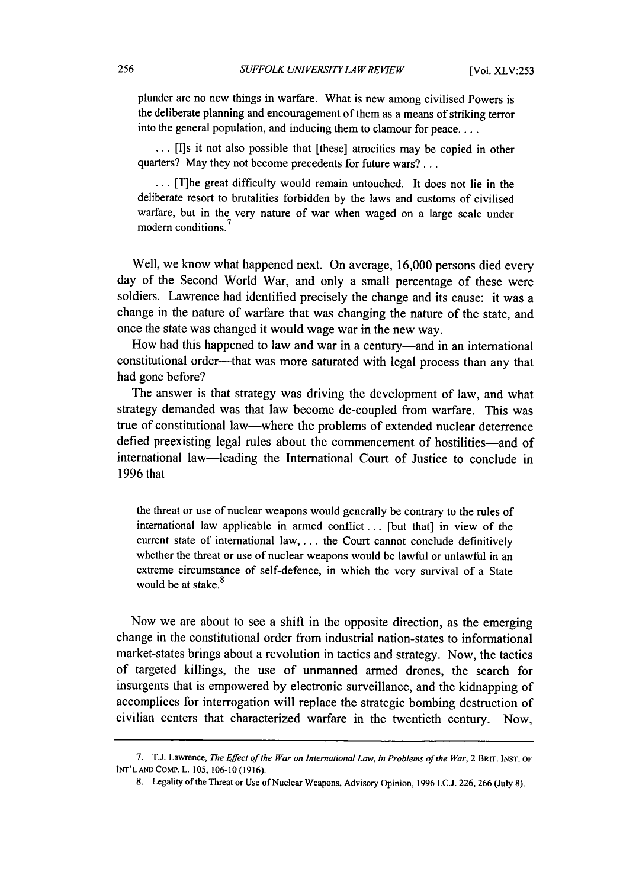> plunder are no new things in warfare. What is new among civilised Powers is the deliberate planning and encouragement of them as a means of striking terror into the general population, and inducing them to clamour for peace. . . .
>
> . . . [I]s it not also possible that [these] atrocities may be copied in other quarters? May they not become precedents for future wars? . . .
>
> . . . [T]he great difficulty would remain untouched. It does not lie in the deliberate resort to brutalities forbidden by the laws and customs of civilised warfare, but in the very nature of war when waged on a large scale under modern conditions.[7]

Well, we know what happened next. On average, 16,000 persons died every day of the Second World War, and only a small percentage of these were soldiers. Lawrence had identified precisely the change and its cause: it was a change in the nature of warfare that was changing the nature of the state, and once the state was changed it would wage war in the new way.

How had this happened to law and war in a century—and in an international constitutional order—that was more saturated with legal process than any that had gone before?

The answer is that strategy was driving the development of law, and what strategy demanded was that law become de-coupled from warfare. This was true of constitutional law—where the problems of extended nuclear deterrence defied preexisting legal rules about the commencement of hostilities—and of international law—leading the International Court of Justice to conclude in 1996 that

> the threat or use of nuclear weapons would generally be contrary to the rules of international law applicable in armed conflict . . . [but that] in view of the current state of international law, . . . the Court cannot conclude definitively whether the threat or use of nuclear weapons would be lawful or unlawful in an extreme circumstance of self-defence, in which the very survival of a State would be at stake.[8]

Now we are about to see a shift in the opposite direction, as the emerging change in the constitutional order from industrial nation-states to informational market-states brings about a revolution in tactics and strategy. Now, the tactics of targeted killings, the use of unmanned armed drones, the search for insurgents that is empowered by electronic surveillance, and the kidnapping of accomplices for interrogation will replace the strategic bombing destruction of civilian centers that characterized warfare in the twentieth century. Now,

---

7. T.J. Lawrence, *The Effect of the War on International Law, in Problems of the War*, 2 BRIT. INST. OF INT'L AND COMP. L. 105, 106-10 (1916).

8. Legality of the Threat or Use of Nuclear Weapons, Advisory Opinion, 1996 I.C.J. 226, 266 (July 8).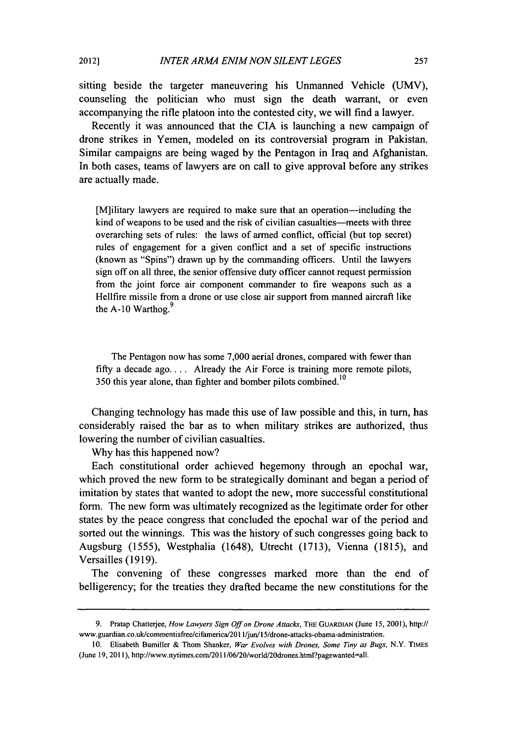sitting beside the targeter maneuvering his Unmanned Vehicle (UMV), counseling the politician who must sign the death warrant, or even accompanying the rifle platoon into the contested city, we will find a lawyer.

Recently it was announced that the CIA is launching a new campaign of drone strikes in Yemen, modeled on its controversial program in Pakistan. Similar campaigns are being waged by the Pentagon in Iraq and Afghanistan. In both cases, teams of lawyers are on call to give approval before any strikes are actually made.

> [M]ilitary lawyers are required to make sure that an operation—including the kind of weapons to be used and the risk of civilian casualties—meets with three overarching sets of rules: the laws of armed conflict, official (but top secret) rules of engagement for a given conflict and a set of specific instructions (known as "Spins") drawn up by the commanding officers. Until the lawyers sign off on all three, the senior offensive duty officer cannot request permission from the joint force air component commander to fire weapons such as a Hellfire missile from a drone or use close air support from manned aircraft like the A-10 Warthog.[9]

> The Pentagon now has some 7,000 aerial drones, compared with fewer than fifty a decade ago. . . . Already the Air Force is training more remote pilots, 350 this year alone, than fighter and bomber pilots combined.[10]

Changing technology has made this use of law possible and this, in turn, has considerably raised the bar as to when military strikes are authorized, thus lowering the number of civilian casualties.

Why has this happened now?

Each constitutional order achieved hegemony through an epochal war, which proved the new form to be strategically dominant and began a period of imitation by states that wanted to adopt the new, more successful constitutional form. The new form was ultimately recognized as the legitimate order for other states by the peace congress that concluded the epochal war of the period and sorted out the winnings. This was the history of such congresses going back to Augsburg (1555), Westphalia (1648), Utrecht (1713), Vienna (1815), and Versailles (1919).

The convening of these congresses marked more than the end of belligerency; for the treaties they drafted became the new constitutions for the

---

9. Pratap Chatterjee, *How Lawyers Sign Off on Drone Attacks*, THE GUARDIAN (June 15, 2001), http://www.guardian.co.uk/commentisfree/cifamerica/2011/jun/15/drone-attacks-obama-administration.

10. Elisabeth Bumiller & Thom Shanker, *War Evolves with Drones, Some Tiny as Bugs*, N.Y. TIMES (June 19, 2011), http://www.nytimes.com/2011/06/20/world/20drones.html?pagewanted=all.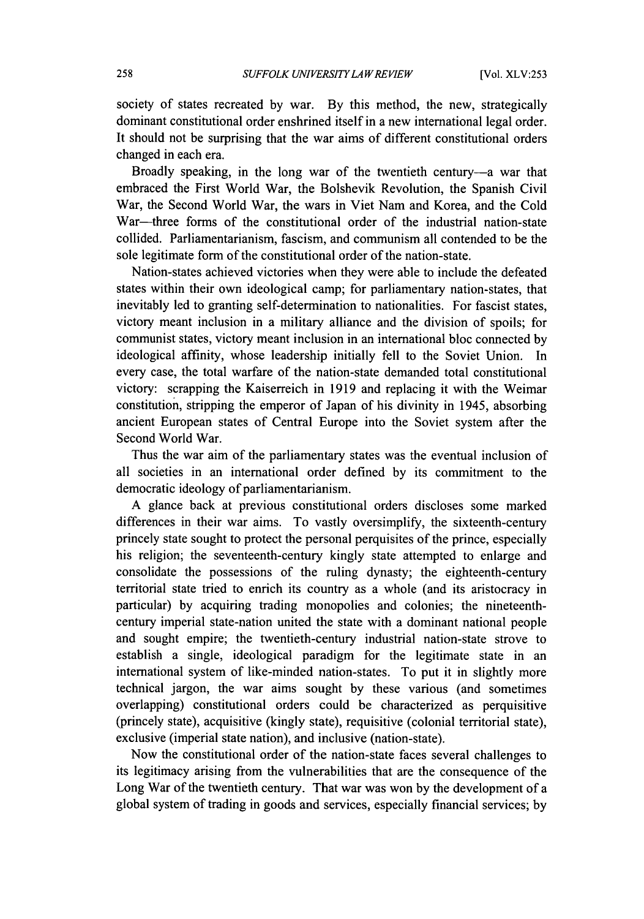society of states recreated by war. By this method, the new, strategically dominant constitutional order enshrined itself in a new international legal order. It should not be surprising that the war aims of different constitutional orders changed in each era.

Broadly speaking, in the long war of the twentieth century—a war that embraced the First World War, the Bolshevik Revolution, the Spanish Civil War, the Second World War, the wars in Viet Nam and Korea, and the Cold War—three forms of the constitutional order of the industrial nation-state collided. Parliamentarianism, fascism, and communism all contended to be the sole legitimate form of the constitutional order of the nation-state.

Nation-states achieved victories when they were able to include the defeated states within their own ideological camp; for parliamentary nation-states, that inevitably led to granting self-determination to nationalities. For fascist states, victory meant inclusion in a military alliance and the division of spoils; for communist states, victory meant inclusion in an international bloc connected by ideological affinity, whose leadership initially fell to the Soviet Union. In every case, the total warfare of the nation-state demanded total constitutional victory: scrapping the Kaiserreich in 1919 and replacing it with the Weimar constitution, stripping the emperor of Japan of his divinity in 1945, absorbing ancient European states of Central Europe into the Soviet system after the Second World War.

Thus the war aim of the parliamentary states was the eventual inclusion of all societies in an international order defined by its commitment to the democratic ideology of parliamentarianism.

A glance back at previous constitutional orders discloses some marked differences in their war aims. To vastly oversimplify, the sixteenth-century princely state sought to protect the personal perquisites of the prince, especially his religion; the seventeenth-century kingly state attempted to enlarge and consolidate the possessions of the ruling dynasty; the eighteenth-century territorial state tried to enrich its country as a whole (and its aristocracy in particular) by acquiring trading monopolies and colonies; the nineteenth-century imperial state-nation united the state with a dominant national people and sought empire; the twentieth-century industrial nation-state strove to establish a single, ideological paradigm for the legitimate state in an international system of like-minded nation-states. To put it in slightly more technical jargon, the war aims sought by these various (and sometimes overlapping) constitutional orders could be characterized as perquisitive (princely state), acquisitive (kingly state), requisitive (colonial territorial state), exclusive (imperial state nation), and inclusive (nation-state).

Now the constitutional order of the nation-state faces several challenges to its legitimacy arising from the vulnerabilities that are the consequence of the Long War of the twentieth century. That war was won by the development of a global system of trading in goods and services, especially financial services; by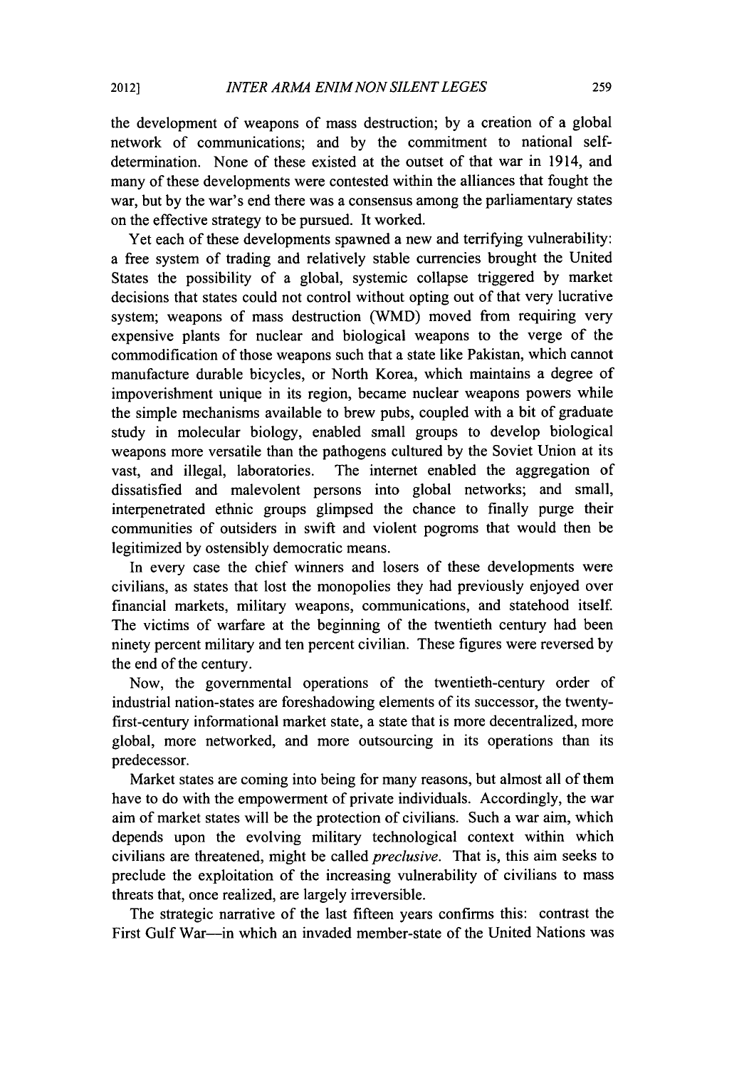the development of weapons of mass destruction; by a creation of a global network of communications; and by the commitment to national self-determination. None of these existed at the outset of that war in 1914, and many of these developments were contested within the alliances that fought the war, but by the war's end there was a consensus among the parliamentary states on the effective strategy to be pursued. It worked.

Yet each of these developments spawned a new and terrifying vulnerability: a free system of trading and relatively stable currencies brought the United States the possibility of a global, systemic collapse triggered by market decisions that states could not control without opting out of that very lucrative system; weapons of mass destruction (WMD) moved from requiring very expensive plants for nuclear and biological weapons to the verge of the commodification of those weapons such that a state like Pakistan, which cannot manufacture durable bicycles, or North Korea, which maintains a degree of impoverishment unique in its region, became nuclear weapons powers while the simple mechanisms available to brew pubs, coupled with a bit of graduate study in molecular biology, enabled small groups to develop biological weapons more versatile than the pathogens cultured by the Soviet Union at its vast, and illegal, laboratories. The internet enabled the aggregation of dissatisfied and malevolent persons into global networks; and small, interpenetrated ethnic groups glimpsed the chance to finally purge their communities of outsiders in swift and violent pogroms that would then be legitimized by ostensibly democratic means.

In every case the chief winners and losers of these developments were civilians, as states that lost the monopolies they had previously enjoyed over financial markets, military weapons, communications, and statehood itself. The victims of warfare at the beginning of the twentieth century had been ninety percent military and ten percent civilian. These figures were reversed by the end of the century.

Now, the governmental operations of the twentieth-century order of industrial nation-states are foreshadowing elements of its successor, the twenty-first-century informational market state, a state that is more decentralized, more global, more networked, and more outsourcing in its operations than its predecessor.

Market states are coming into being for many reasons, but almost all of them have to do with the empowerment of private individuals. Accordingly, the war aim of market states will be the protection of civilians. Such a war aim, which depends upon the evolving military technological context within which civilians are threatened, might be called *preclusive*. That is, this aim seeks to preclude the exploitation of the increasing vulnerability of civilians to mass threats that, once realized, are largely irreversible.

The strategic narrative of the last fifteen years confirms this: contrast the First Gulf War—in which an invaded member-state of the United Nations was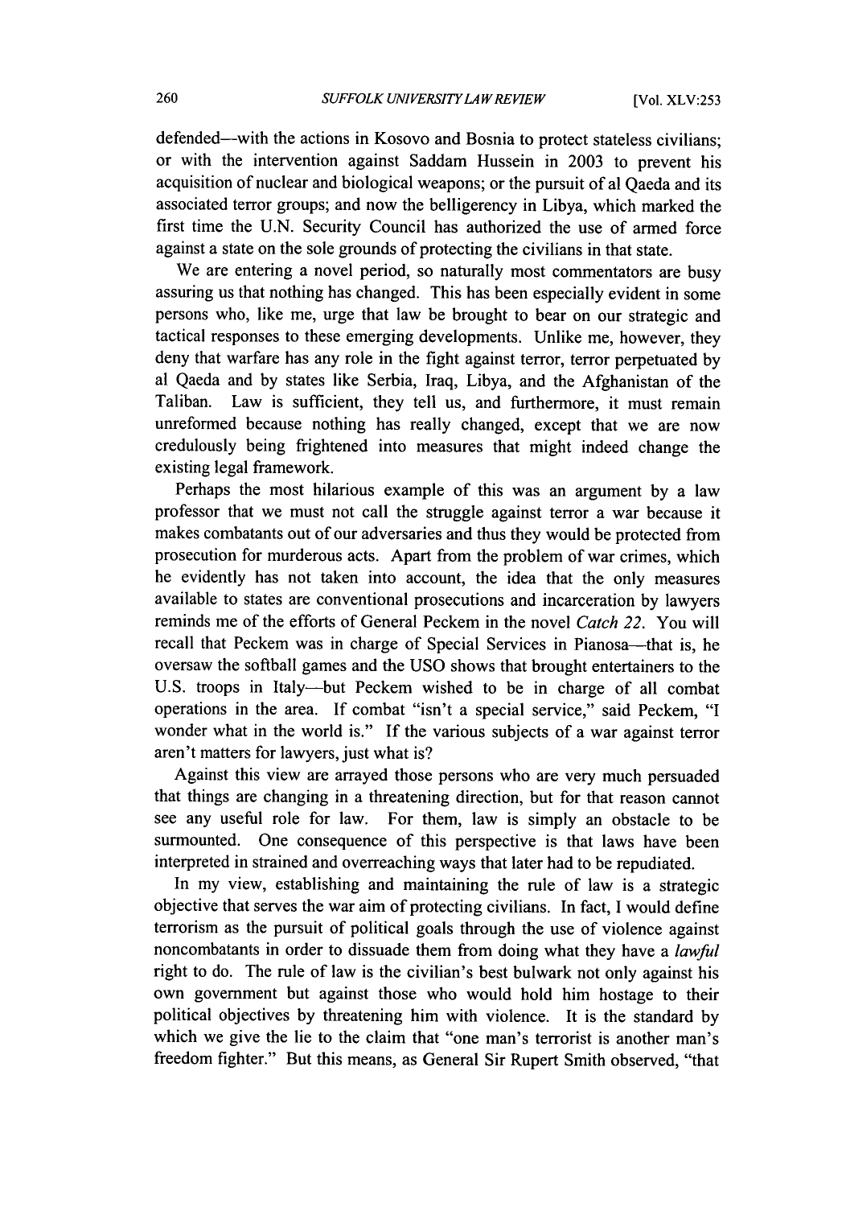defended—with the actions in Kosovo and Bosnia to protect stateless civilians; or with the intervention against Saddam Hussein in 2003 to prevent his acquisition of nuclear and biological weapons; or the pursuit of al Qaeda and its associated terror groups; and now the belligerency in Libya, which marked the first time the U.N. Security Council has authorized the use of armed force against a state on the sole grounds of protecting the civilians in that state.

We are entering a novel period, so naturally most commentators are busy assuring us that nothing has changed. This has been especially evident in some persons who, like me, urge that law be brought to bear on our strategic and tactical responses to these emerging developments. Unlike me, however, they deny that warfare has any role in the fight against terror, terror perpetuated by al Qaeda and by states like Serbia, Iraq, Libya, and the Afghanistan of the Taliban. Law is sufficient, they tell us, and furthermore, it must remain unreformed because nothing has really changed, except that we are now credulously being frightened into measures that might indeed change the existing legal framework.

Perhaps the most hilarious example of this was an argument by a law professor that we must not call the struggle against terror a war because it makes combatants out of our adversaries and thus they would be protected from prosecution for murderous acts. Apart from the problem of war crimes, which he evidently has not taken into account, the idea that the only measures available to states are conventional prosecutions and incarceration by lawyers reminds me of the efforts of General Peckem in the novel *Catch 22*. You will recall that Peckem was in charge of Special Services in Pianosa—that is, he oversaw the softball games and the USO shows that brought entertainers to the U.S. troops in Italy—but Peckem wished to be in charge of all combat operations in the area. If combat "isn't a special service," said Peckem, "I wonder what in the world is." If the various subjects of a war against terror aren't matters for lawyers, just what is?

Against this view are arrayed those persons who are very much persuaded that things are changing in a threatening direction, but for that reason cannot see any useful role for law. For them, law is simply an obstacle to be surmounted. One consequence of this perspective is that laws have been interpreted in strained and overreaching ways that later had to be repudiated.

In my view, establishing and maintaining the rule of law is a strategic objective that serves the war aim of protecting civilians. In fact, I would define terrorism as the pursuit of political goals through the use of violence against noncombatants in order to dissuade them from doing what they have a *lawful* right to do. The rule of law is the civilian's best bulwark not only against his own government but against those who would hold him hostage to their political objectives by threatening him with violence. It is the standard by which we give the lie to the claim that "one man's terrorist is another man's freedom fighter." But this means, as General Sir Rupert Smith observed, "that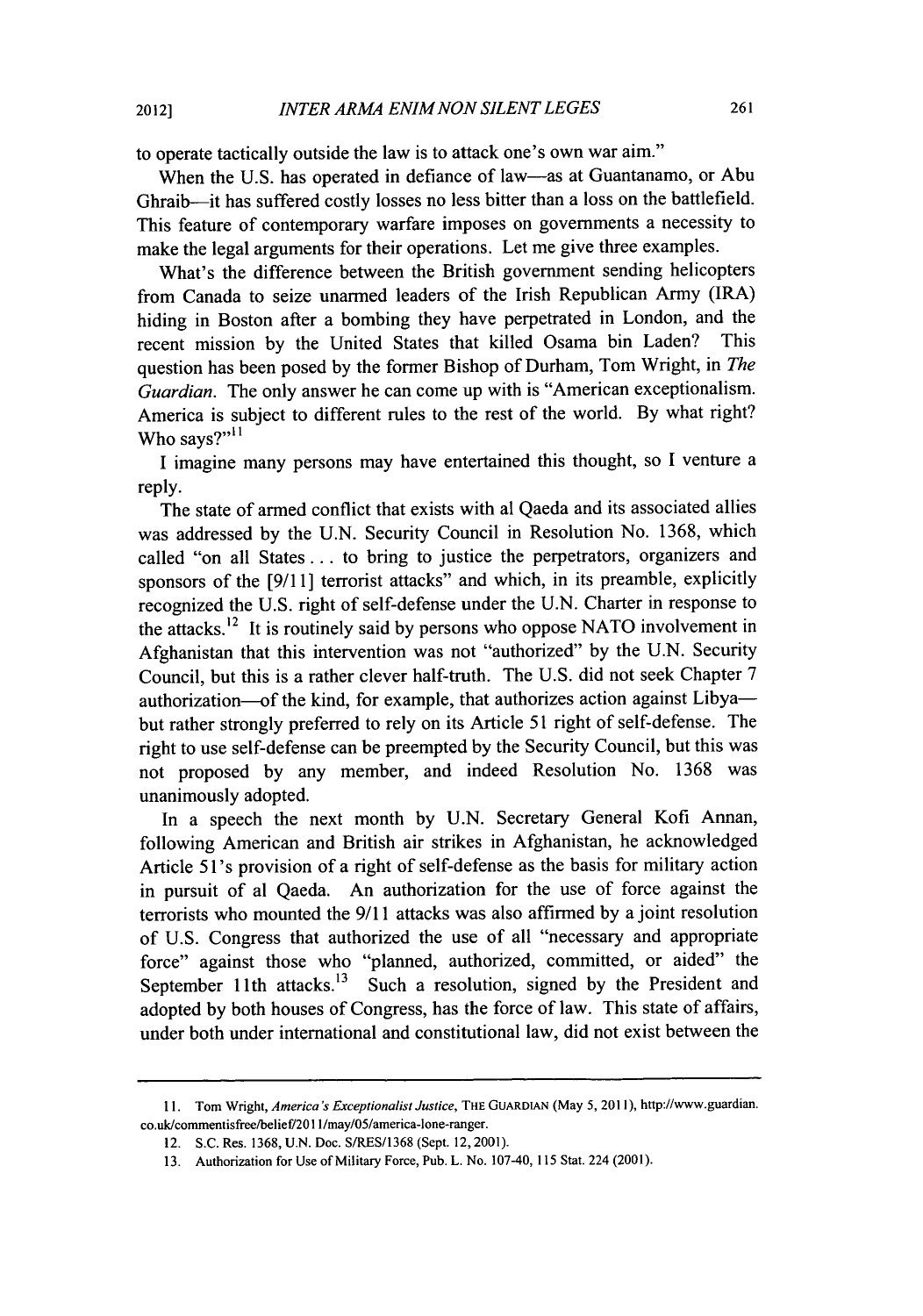to operate tactically outside the law is to attack one's own war aim."

When the U.S. has operated in defiance of law—as at Guantanamo, or Abu Ghraib—it has suffered costly losses no less bitter than a loss on the battlefield. This feature of contemporary warfare imposes on governments a necessity to make the legal arguments for their operations. Let me give three examples.

What's the difference between the British government sending helicopters from Canada to seize unarmed leaders of the Irish Republican Army (IRA) hiding in Boston after a bombing they have perpetrated in London, and the recent mission by the United States that killed Osama bin Laden? This question has been posed by the former Bishop of Durham, Tom Wright, in *The Guardian*. The only answer he can come up with is "American exceptionalism. America is subject to different rules to the rest of the world. By what right? Who says?"[11]

I imagine many persons may have entertained this thought, so I venture a reply.

The state of armed conflict that exists with al Qaeda and its associated allies was addressed by the U.N. Security Council in Resolution No. 1368, which called "on all States . . . to bring to justice the perpetrators, organizers and sponsors of the [9/11] terrorist attacks" and which, in its preamble, explicitly recognized the U.S. right of self-defense under the U.N. Charter in response to the attacks.[12] It is routinely said by persons who oppose NATO involvement in Afghanistan that this intervention was not "authorized" by the U.N. Security Council, but this is a rather clever half-truth. The U.S. did not seek Chapter 7 authorization—of the kind, for example, that authorizes action against Libya—but rather strongly preferred to rely on its Article 51 right of self-defense. The right to use self-defense can be preempted by the Security Council, but this was not proposed by any member, and indeed Resolution No. 1368 was unanimously adopted.

In a speech the next month by U.N. Secretary General Kofi Annan, following American and British air strikes in Afghanistan, he acknowledged Article 51's provision of a right of self-defense as the basis for military action in pursuit of al Qaeda. An authorization for the use of force against the terrorists who mounted the 9/11 attacks was also affirmed by a joint resolution of U.S. Congress that authorized the use of all "necessary and appropriate force" against those who "planned, authorized, committed, or aided" the September 11th attacks.[13] Such a resolution, signed by the President and adopted by both houses of Congress, has the force of law. This state of affairs, under both under international and constitutional law, did not exist between the

---

11. Tom Wright, *America's Exceptionalist Justice*, THE GUARDIAN (May 5, 2011), http://www.guardian.co.uk/commentisfree/belief/2011/may/05/america-lone-ranger.

12. S.C. Res. 1368, U.N. Doc. S/RES/1368 (Sept. 12, 2001).

13. Authorization for Use of Military Force, Pub. L. No. 107-40, 115 Stat. 224 (2001).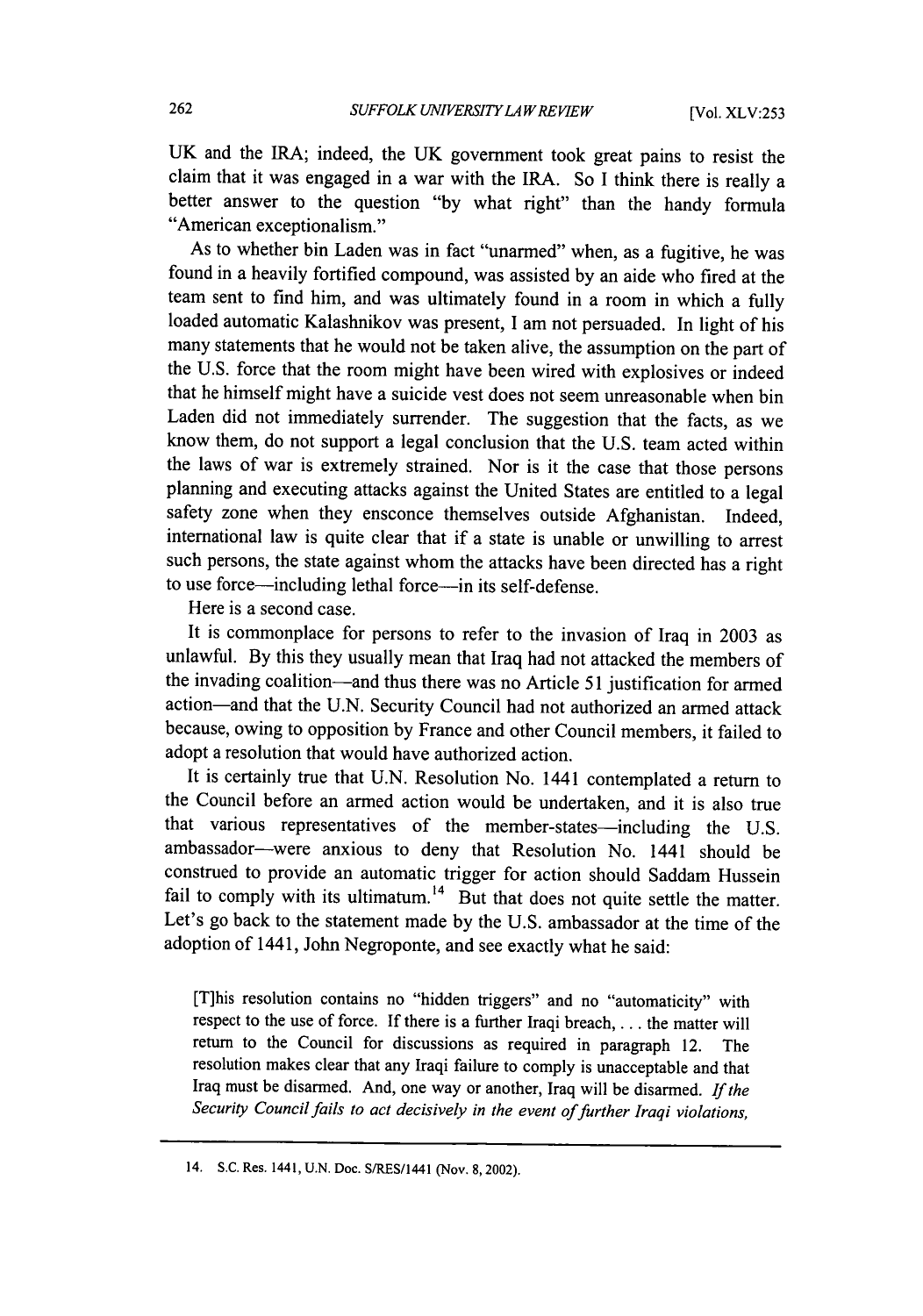UK and the IRA; indeed, the UK government took great pains to resist the claim that it was engaged in a war with the IRA. So I think there is really a better answer to the question "by what right" than the handy formula "American exceptionalism."

As to whether bin Laden was in fact "unarmed" when, as a fugitive, he was found in a heavily fortified compound, was assisted by an aide who fired at the team sent to find him, and was ultimately found in a room in which a fully loaded automatic Kalashnikov was present, I am not persuaded. In light of his many statements that he would not be taken alive, the assumption on the part of the U.S. force that the room might have been wired with explosives or indeed that he himself might have a suicide vest does not seem unreasonable when bin Laden did not immediately surrender. The suggestion that the facts, as we know them, do not support a legal conclusion that the U.S. team acted within the laws of war is extremely strained. Nor is it the case that those persons planning and executing attacks against the United States are entitled to a legal safety zone when they ensconce themselves outside Afghanistan. Indeed, international law is quite clear that if a state is unable or unwilling to arrest such persons, the state against whom the attacks have been directed has a right to use force—including lethal force—in its self-defense.

Here is a second case.

It is commonplace for persons to refer to the invasion of Iraq in 2003 as unlawful. By this they usually mean that Iraq had not attacked the members of the invading coalition—and thus there was no Article 51 justification for armed action—and that the U.N. Security Council had not authorized an armed attack because, owing to opposition by France and other Council members, it failed to adopt a resolution that would have authorized action.

It is certainly true that U.N. Resolution No. 1441 contemplated a return to the Council before an armed action would be undertaken, and it is also true that various representatives of the member-states—including the U.S. ambassador—were anxious to deny that Resolution No. 1441 should be construed to provide an automatic trigger for action should Saddam Hussein fail to comply with its ultimatum.[14] But that does not quite settle the matter. Let's go back to the statement made by the U.S. ambassador at the time of the adoption of 1441, John Negroponte, and see exactly what he said:

> [T]his resolution contains no "hidden triggers" and no "automaticity" with respect to the use of force. If there is a further Iraqi breach, . . . the matter will return to the Council for discussions as required in paragraph 12. The resolution makes clear that any Iraqi failure to comply is unacceptable and that Iraq must be disarmed. And, one way or another, Iraq will be disarmed. *If the Security Council fails to act decisively in the event of further Iraqi violations,*

---

14. S.C. Res. 1441, U.N. Doc. S/RES/1441 (Nov. 8, 2002).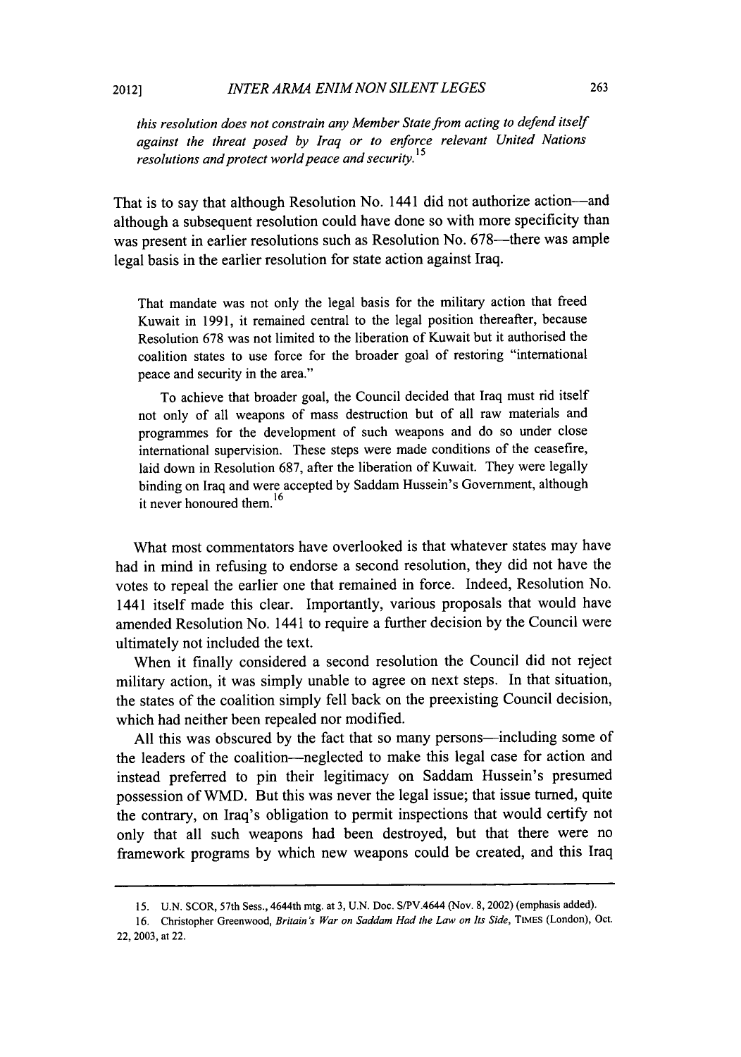*this resolution does not constrain any Member State from acting to defend itself against the threat posed by Iraq or to enforce relevant United Nations resolutions and protect world peace and security.*[15]

That is to say that although Resolution No. 1441 did not authorize action—and although a subsequent resolution could have done so with more specificity than was present in earlier resolutions such as Resolution No. 678—there was ample legal basis in the earlier resolution for state action against Iraq.

> That mandate was not only the legal basis for the military action that freed Kuwait in 1991, it remained central to the legal position thereafter, because Resolution 678 was not limited to the liberation of Kuwait but it authorised the coalition states to use force for the broader goal of restoring "international peace and security in the area."
>
> To achieve that broader goal, the Council decided that Iraq must rid itself not only of all weapons of mass destruction but of all raw materials and programmes for the development of such weapons and do so under close international supervision. These steps were made conditions of the ceasefire, laid down in Resolution 687, after the liberation of Kuwait. They were legally binding on Iraq and were accepted by Saddam Hussein's Government, although it never honoured them.[16]

What most commentators have overlooked is that whatever states may have had in mind in refusing to endorse a second resolution, they did not have the votes to repeal the earlier one that remained in force. Indeed, Resolution No. 1441 itself made this clear. Importantly, various proposals that would have amended Resolution No. 1441 to require a further decision by the Council were ultimately not included the text.

When it finally considered a second resolution the Council did not reject military action, it was simply unable to agree on next steps. In that situation, the states of the coalition simply fell back on the preexisting Council decision, which had neither been repealed nor modified.

All this was obscured by the fact that so many persons—including some of the leaders of the coalition—neglected to make this legal case for action and instead preferred to pin their legitimacy on Saddam Hussein's presumed possession of WMD. But this was never the legal issue; that issue turned, quite the contrary, on Iraq's obligation to permit inspections that would certify not only that all such weapons had been destroyed, but that there were no framework programs by which new weapons could be created, and this Iraq

---

15. U.N. SCOR, 57th Sess., 4644th mtg. at 3, U.N. Doc. S/PV.4644 (Nov. 8, 2002) (emphasis added).

16. Christopher Greenwood, *Britain's War on Saddam Had the Law on Its Side*, TIMES (London), Oct. 22, 2003, at 22.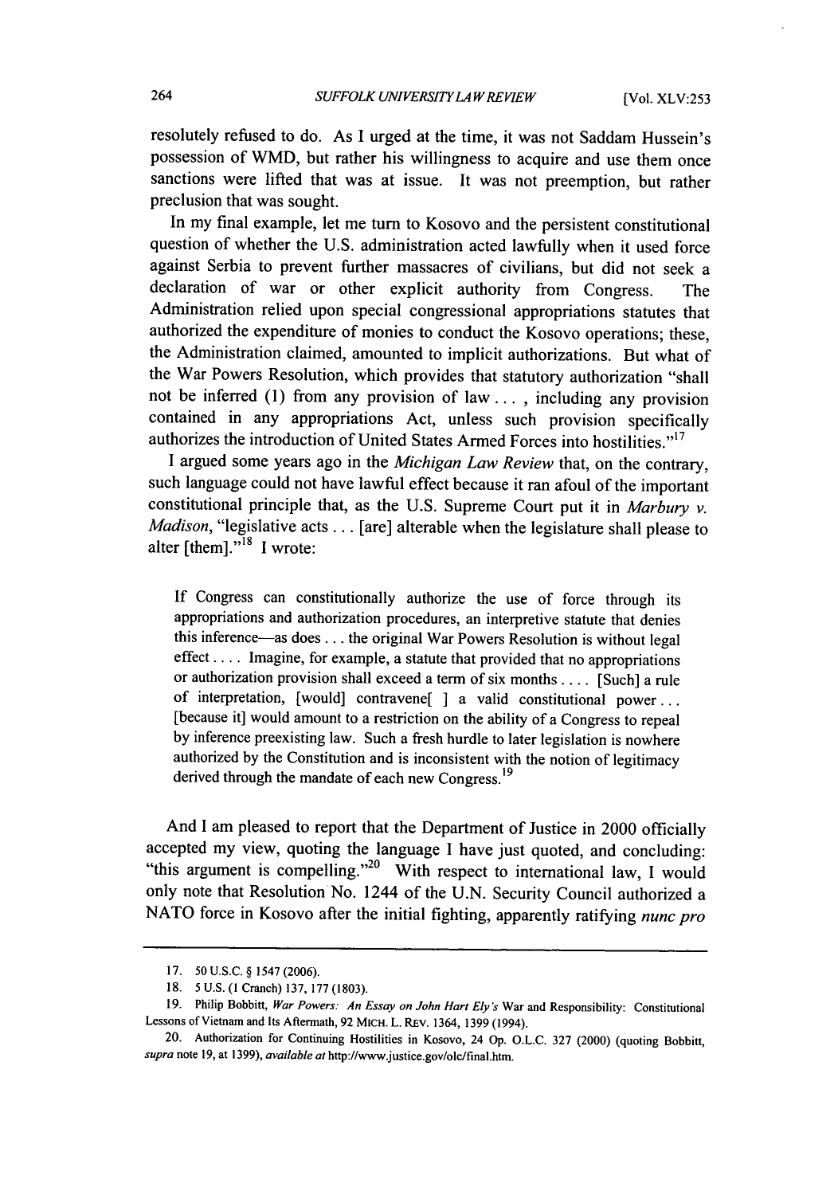resolutely refused to do. As I urged at the time, it was not Saddam Hussein's possession of WMD, but rather his willingness to acquire and use them once sanctions were lifted that was at issue. It was not preemption, but rather preclusion that was sought.

In my final example, let me turn to Kosovo and the persistent constitutional question of whether the U.S. administration acted lawfully when it used force against Serbia to prevent further massacres of civilians, but did not seek a declaration of war or other explicit authority from Congress. The Administration relied upon special congressional appropriations statutes that authorized the expenditure of monies to conduct the Kosovo operations; these, the Administration claimed, amounted to implicit authorizations. But what of the War Powers Resolution, which provides that statutory authorization "shall not be inferred (1) from any provision of law . . . , including any provision contained in any appropriations Act, unless such provision specifically authorizes the introduction of United States Armed Forces into hostilities."[17]

I argued some years ago in the *Michigan Law Review* that, on the contrary, such language could not have lawful effect because it ran afoul of the important constitutional principle that, as the U.S. Supreme Court put it in *Marbury v. Madison*, "legislative acts . . . [are] alterable when the legislature shall please to alter [them]."[18] I wrote:

> If Congress can constitutionally authorize the use of force through its appropriations and authorization procedures, an interpretive statute that denies this inference—as does . . . the original War Powers Resolution is without legal effect . . . . Imagine, for example, a statute that provided that no appropriations or authorization provision shall exceed a term of six months . . . . [Such] a rule of interpretation, [would] contravene[ ] a valid constitutional power . . . [because it] would amount to a restriction on the ability of a Congress to repeal by inference preexisting law. Such a fresh hurdle to later legislation is nowhere authorized by the Constitution and is inconsistent with the notion of legitimacy derived through the mandate of each new Congress.[19]

And I am pleased to report that the Department of Justice in 2000 officially accepted my view, quoting the language I have just quoted, and concluding: "this argument is compelling."[20] With respect to international law, I would only note that Resolution No. 1244 of the U.N. Security Council authorized a NATO force in Kosovo after the initial fighting, apparently ratifying *nunc pro*

---

17. 50 U.S.C. § 1547 (2006).

18. 5 U.S. (1 Cranch) 137, 177 (1803).

19. Philip Bobbitt, *War Powers: An Essay on John Hart Ely's* War and Responsibility: Constitutional Lessons of Vietnam and Its Aftermath, 92 MICH. L. REV. 1364, 1399 (1994).

20. Authorization for Continuing Hostilities in Kosovo, 24 Op. O.L.C. 327 (2000) (quoting Bobbitt, *supra* note 19, at 1399), *available at* http://www.justice.gov/olc/final.htm.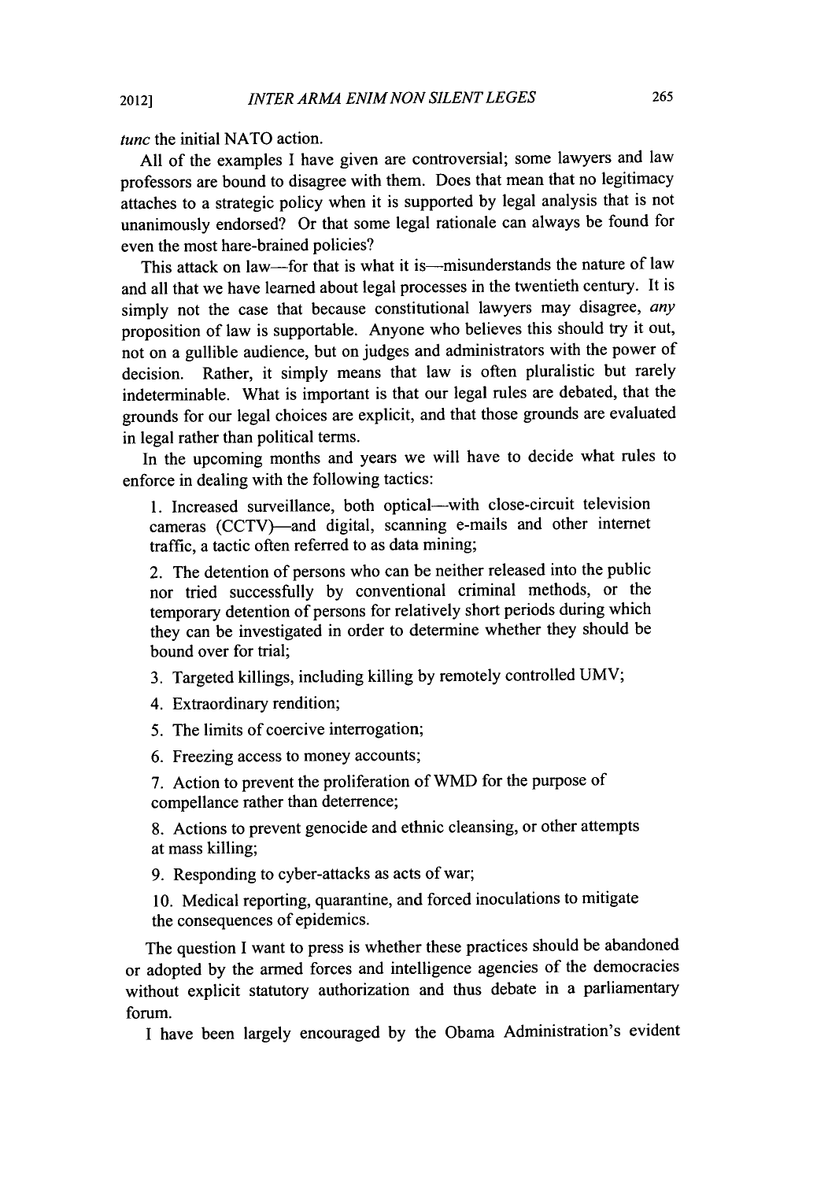*tunc* the initial NATO action.

All of the examples I have given are controversial; some lawyers and law professors are bound to disagree with them. Does that mean that no legitimacy attaches to a strategic policy when it is supported by legal analysis that is not unanimously endorsed? Or that some legal rationale can always be found for even the most hare-brained policies?

This attack on law—for that is what it is—misunderstands the nature of law and all that we have learned about legal processes in the twentieth century. It is simply not the case that because constitutional lawyers may disagree, *any* proposition of law is supportable. Anyone who believes this should try it out, not on a gullible audience, but on judges and administrators with the power of decision. Rather, it simply means that law is often pluralistic but rarely indeterminable. What is important is that our legal rules are debated, that the grounds for our legal choices are explicit, and that those grounds are evaluated in legal rather than political terms.

In the upcoming months and years we will have to decide what rules to enforce in dealing with the following tactics:

1. Increased surveillance, both optical—with close-circuit television cameras (CCTV)—and digital, scanning e-mails and other internet traffic, a tactic often referred to as data mining;
2. The detention of persons who can be neither released into the public nor tried successfully by conventional criminal methods, or the temporary detention of persons for relatively short periods during which they can be investigated in order to determine whether they should be bound over for trial;
3. Targeted killings, including killing by remotely controlled UMV;
4. Extraordinary rendition;
5. The limits of coercive interrogation;
6. Freezing access to money accounts;
7. Action to prevent the proliferation of WMD for the purpose of compellance rather than deterrence;
8. Actions to prevent genocide and ethnic cleansing, or other attempts at mass killing;
9. Responding to cyber-attacks as acts of war;
10. Medical reporting, quarantine, and forced inoculations to mitigate the consequences of epidemics.

The question I want to press is whether these practices should be abandoned or adopted by the armed forces and intelligence agencies of the democracies without explicit statutory authorization and thus debate in a parliamentary forum.

I have been largely encouraged by the Obama Administration's evident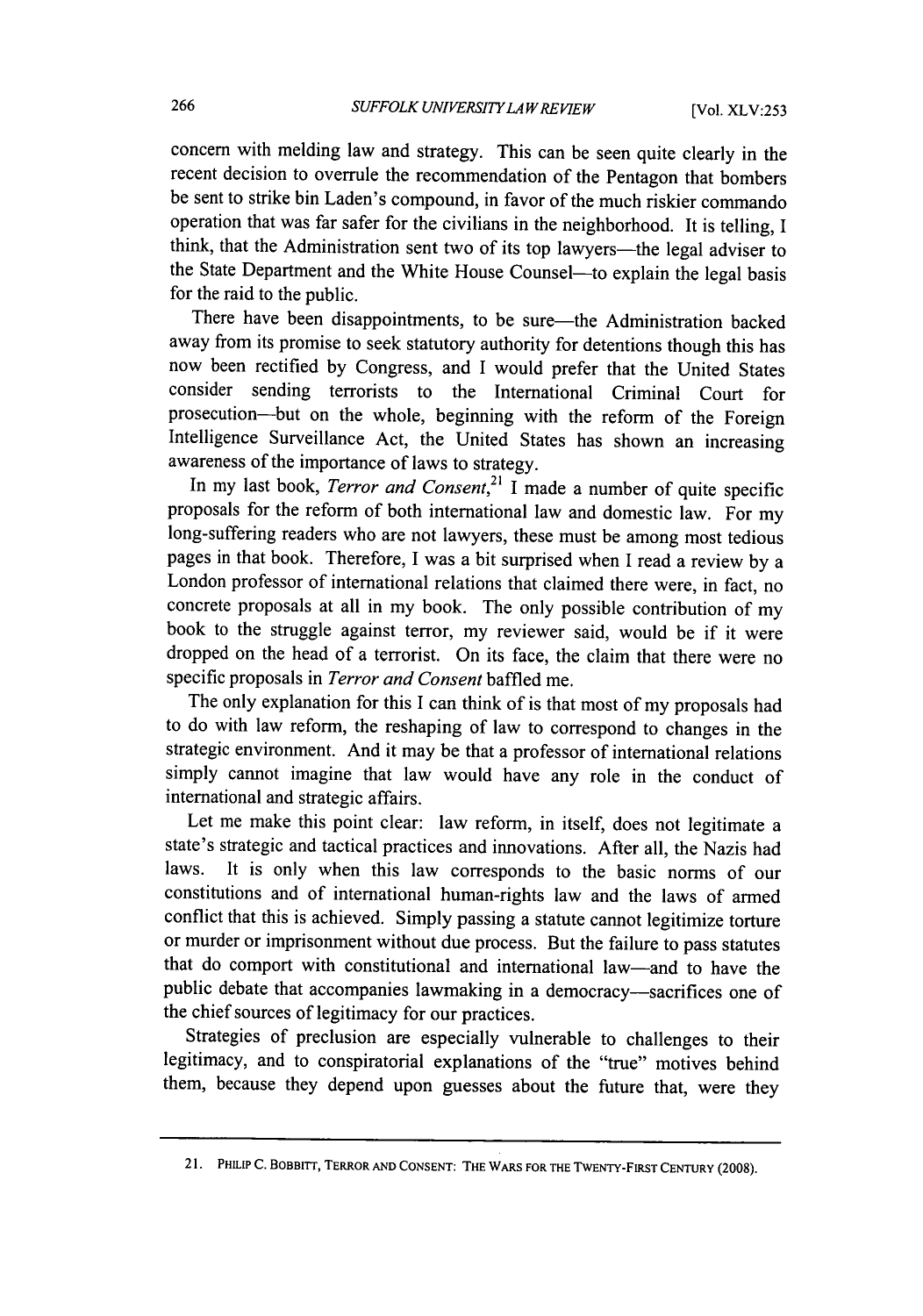concern with melding law and strategy. This can be seen quite clearly in the recent decision to overrule the recommendation of the Pentagon that bombers be sent to strike bin Laden's compound, in favor of the much riskier commando operation that was far safer for the civilians in the neighborhood. It is telling, I think, that the Administration sent two of its top lawyers—the legal adviser to the State Department and the White House Counsel—to explain the legal basis for the raid to the public.

There have been disappointments, to be sure—the Administration backed away from its promise to seek statutory authority for detentions though this has now been rectified by Congress, and I would prefer that the United States consider sending terrorists to the International Criminal Court for prosecution—but on the whole, beginning with the reform of the Foreign Intelligence Surveillance Act, the United States has shown an increasing awareness of the importance of laws to strategy.

In my last book, *Terror and Consent*,[21] I made a number of quite specific proposals for the reform of both international law and domestic law. For my long-suffering readers who are not lawyers, these must be among most tedious pages in that book. Therefore, I was a bit surprised when I read a review by a London professor of international relations that claimed there were, in fact, no concrete proposals at all in my book. The only possible contribution of my book to the struggle against terror, my reviewer said, would be if it were dropped on the head of a terrorist. On its face, the claim that there were no specific proposals in *Terror and Consent* baffled me.

The only explanation for this I can think of is that most of my proposals had to do with law reform, the reshaping of law to correspond to changes in the strategic environment. And it may be that a professor of international relations simply cannot imagine that law would have any role in the conduct of international and strategic affairs.

Let me make this point clear: law reform, in itself, does not legitimate a state's strategic and tactical practices and innovations. After all, the Nazis had laws. It is only when this law corresponds to the basic norms of our constitutions and of international human-rights law and the laws of armed conflict that this is achieved. Simply passing a statute cannot legitimize torture or murder or imprisonment without due process. But the failure to pass statutes that do comport with constitutional and international law—and to have the public debate that accompanies lawmaking in a democracy—sacrifices one of the chief sources of legitimacy for our practices.

Strategies of preclusion are especially vulnerable to challenges to their legitimacy, and to conspiratorial explanations of the "true" motives behind them, because they depend upon guesses about the future that, were they

---

21. PHILIP C. BOBBITT, TERROR AND CONSENT: THE WARS FOR THE TWENTY-FIRST CENTURY (2008).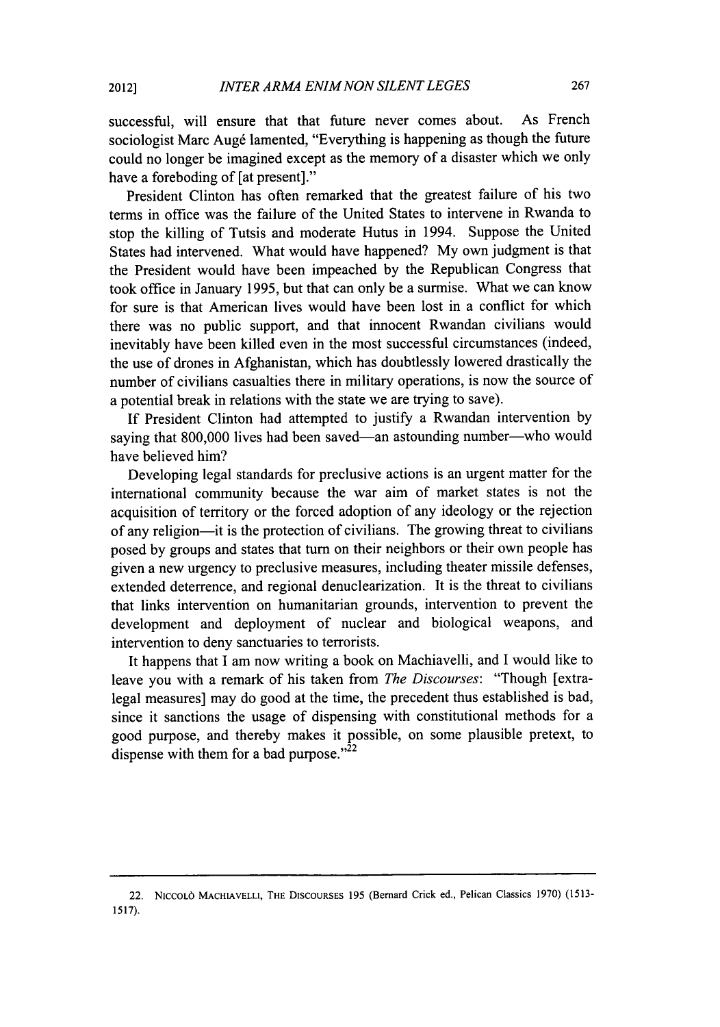successful, will ensure that that future never comes about. As French sociologist Marc Augé lamented, "Everything is happening as though the future could no longer be imagined except as the memory of a disaster which we only have a foreboding of [at present]."

President Clinton has often remarked that the greatest failure of his two terms in office was the failure of the United States to intervene in Rwanda to stop the killing of Tutsis and moderate Hutus in 1994. Suppose the United States had intervened. What would have happened? My own judgment is that the President would have been impeached by the Republican Congress that took office in January 1995, but that can only be a surmise. What we can know for sure is that American lives would have been lost in a conflict for which there was no public support, and that innocent Rwandan civilians would inevitably have been killed even in the most successful circumstances (indeed, the use of drones in Afghanistan, which has doubtlessly lowered drastically the number of civilians casualties there in military operations, is now the source of a potential break in relations with the state we are trying to save).

If President Clinton had attempted to justify a Rwandan intervention by saying that 800,000 lives had been saved—an astounding number—who would have believed him?

Developing legal standards for preclusive actions is an urgent matter for the international community because the war aim of market states is not the acquisition of territory or the forced adoption of any ideology or the rejection of any religion—it is the protection of civilians. The growing threat to civilians posed by groups and states that turn on their neighbors or their own people has given a new urgency to preclusive measures, including theater missile defenses, extended deterrence, and regional denuclearization. It is the threat to civilians that links intervention on humanitarian grounds, intervention to prevent the development and deployment of nuclear and biological weapons, and intervention to deny sanctuaries to terrorists.

It happens that I am now writing a book on Machiavelli, and I would like to leave you with a remark of his taken from *The Discourses*: "Though [extra-legal measures] may do good at the time, the precedent thus established is bad, since it sanctions the usage of dispensing with constitutional methods for a good purpose, and thereby makes it possible, on some plausible pretext, to dispense with them for a bad purpose."[22]

---

22. NICCOLÒ MACHIAVELLI, THE DISCOURSES 195 (Bernard Crick ed., Pelican Classics 1970) (1513-1517).